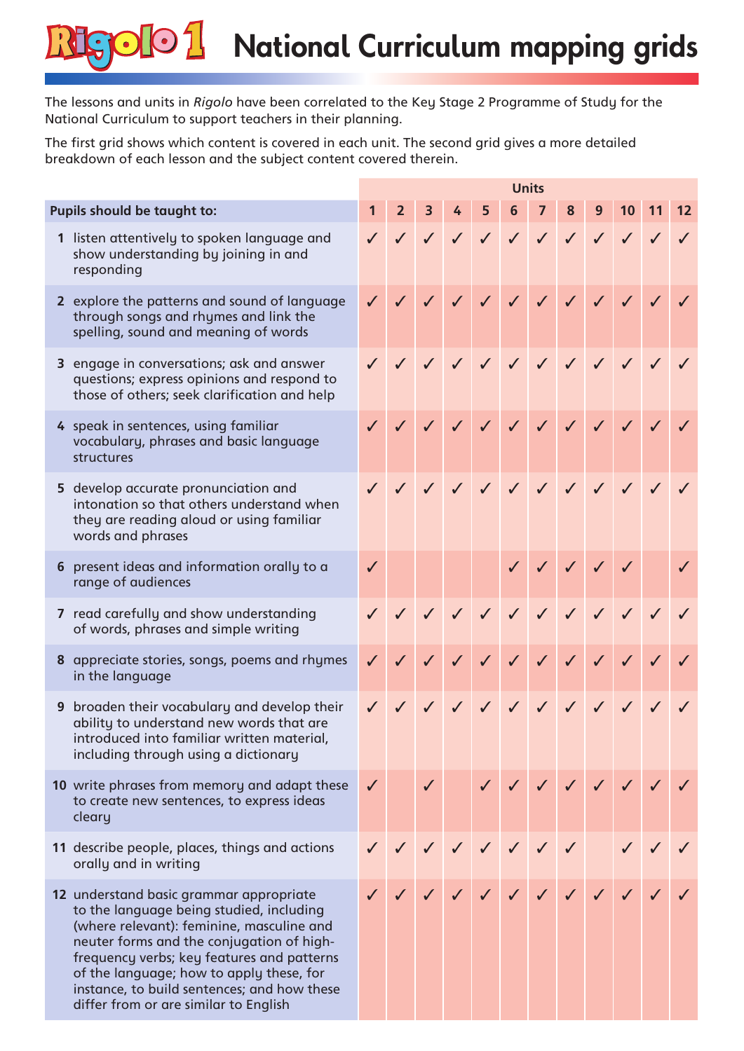# Rigolo 1 National Curriculum mapping grids

The lessons and units in *Rigolo* have been correlated to the Key Stage 2 Programme of Study for the National Curriculum to support teachers in their planning.

The first grid shows which content is covered in each unit. The second grid gives a more detailed breakdown of each lesson and the subject content covered therein.

| Pupils should be taught to: | Units | | | | | | | | | | | |
|---|---|---|---|---|---|---|---|---|---|---|---|---|
| | 1 | 2 | 3 | 4 | 5 | 6 | 7 | 8 | 9 | 10 | 11 | 12 |
| 1 listen attentively to spoken language and show understanding by joining in and responding | ✓ | ✓ | ✓ | ✓ | ✓ | ✓ | ✓ | ✓ | ✓ | ✓ | ✓ | ✓ |
| 2 explore the patterns and sound of language through songs and rhymes and link the spelling, sound and meaning of words | ✓ | ✓ | ✓ | ✓ | ✓ | ✓ | ✓ | ✓ | ✓ | ✓ | ✓ | ✓ |
| 3 engage in conversations; ask and answer questions; express opinions and respond to those of others; seek clarification and help | ✓ | ✓ | ✓ | ✓ | ✓ | ✓ | ✓ | ✓ | ✓ | ✓ | ✓ | ✓ |
| 4 speak in sentences, using familiar vocabulary, phrases and basic language structures | ✓ | ✓ | ✓ | ✓ | ✓ | ✓ | ✓ | ✓ | ✓ | ✓ | ✓ | ✓ |
| 5 develop accurate pronunciation and intonation so that others understand when they are reading aloud or using familiar words and phrases | ✓ | ✓ | ✓ | ✓ | ✓ | ✓ | ✓ | ✓ | ✓ | ✓ | ✓ | ✓ |
| 6 present ideas and information orally to a range of audiences | ✓ | | | | | ✓ | ✓ | ✓ | ✓ | ✓ | | ✓ |
| 7 read carefully and show understanding of words, phrases and simple writing | ✓ | ✓ | ✓ | ✓ | ✓ | ✓ | ✓ | ✓ | ✓ | ✓ | ✓ | ✓ |
| 8 appreciate stories, songs, poems and rhymes in the language | ✓ | ✓ | ✓ | ✓ | ✓ | ✓ | ✓ | ✓ | ✓ | ✓ | ✓ | ✓ |
| 9 broaden their vocabulary and develop their ability to understand new words that are introduced into familiar written material, including through using a dictionary | ✓ | ✓ | ✓ | ✓ | ✓ | ✓ | ✓ | ✓ | ✓ | ✓ | ✓ | ✓ |
| 10 write phrases from memory and adapt these to create new sentences, to express ideas cleary | ✓ | | ✓ | | ✓ | ✓ | ✓ | ✓ | ✓ | ✓ | ✓ | ✓ |
| 11 describe people, places, things and actions orally and in writing | ✓ | ✓ | ✓ | ✓ | ✓ | ✓ | ✓ | ✓ | | ✓ | ✓ | ✓ |
| 12 understand basic grammar appropriate to the language being studied, including (where relevant): feminine, masculine and neuter forms and the conjugation of high-frequency verbs; key features and patterns of the language; how to apply these, for instance, to build sentences; and how these differ from or are similar to English | ✓ | ✓ | ✓ | ✓ | ✓ | ✓ | ✓ | ✓ | ✓ | ✓ | ✓ | ✓ |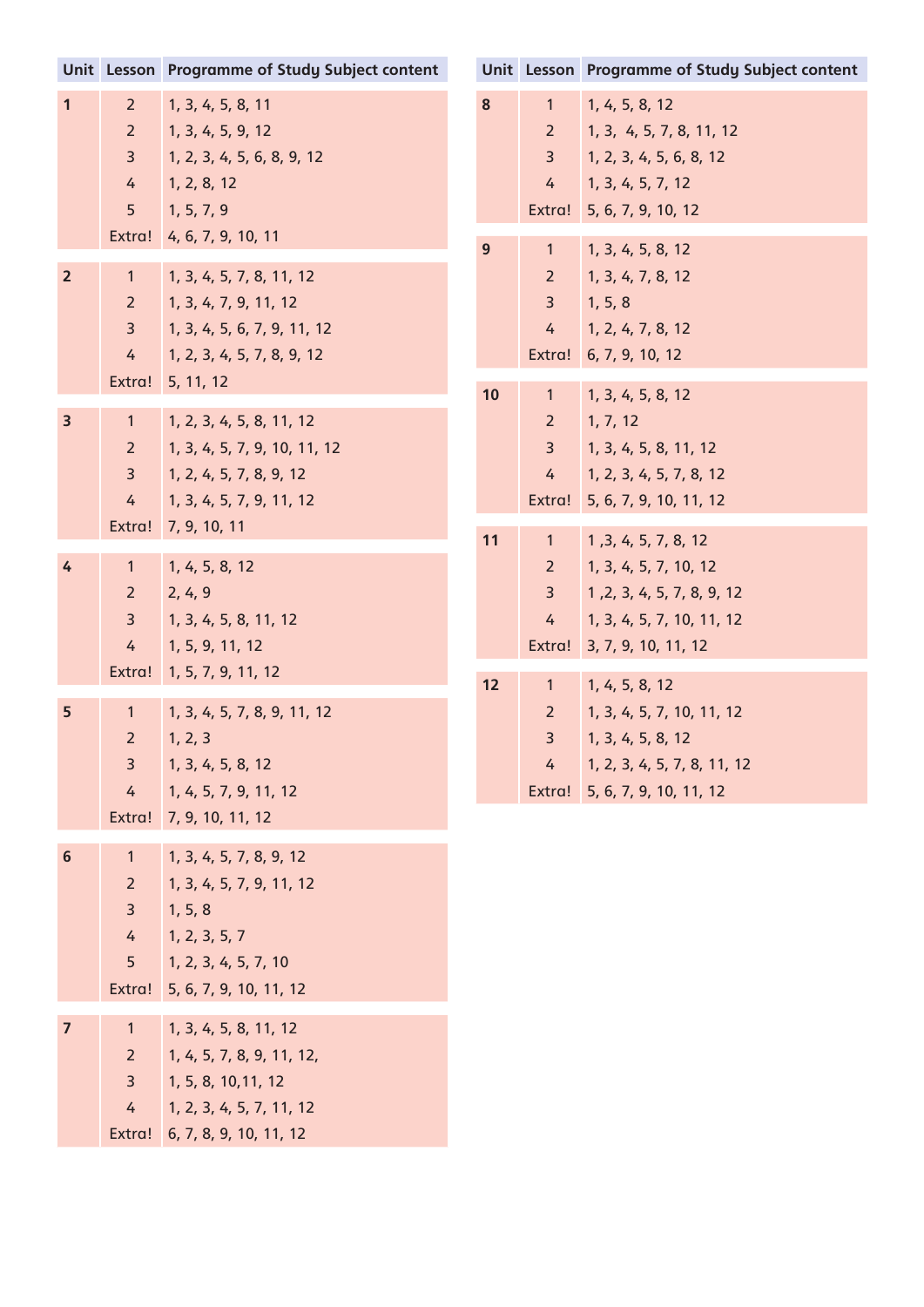| Unit | Lesson | Programme of Study Subject content |
| --- | --- | --- |
| 1 | 2 | 1, 3, 4, 5, 8, 11 |
| | 2 | 1, 3, 4, 5, 9, 12 |
| | 3 | 1, 2, 3, 4, 5, 6, 8, 9, 12 |
| | 4 | 1, 2, 8, 12 |
| | 5 | 1, 5, 7, 9 |
| | Extra! | 4, 6, 7, 9, 10, 11 |
| 2 | 1 | 1, 3, 4, 5, 7, 8, 11, 12 |
| | 2 | 1, 3, 4, 7, 9, 11, 12 |
| | 3 | 1, 3, 4, 5, 6, 7, 9, 11, 12 |
| | 4 | 1, 2, 3, 4, 5, 7, 8, 9, 12 |
| | Extra! | 5, 11, 12 |
| 3 | 1 | 1, 2, 3, 4, 5, 8, 11, 12 |
| | 2 | 1, 3, 4, 5, 7, 9, 10, 11, 12 |
| | 3 | 1, 2, 4, 5, 7, 8, 9, 12 |
| | 4 | 1, 3, 4, 5, 7, 9, 11, 12 |
| | Extra! | 7, 9, 10, 11 |
| 4 | 1 | 1, 4, 5, 8, 12 |
| | 2 | 2, 4, 9 |
| | 3 | 1, 3, 4, 5, 8, 11, 12 |
| | 4 | 1, 5, 9, 11, 12 |
| | Extra! | 1, 5, 7, 9, 11, 12 |
| 5 | 1 | 1, 3, 4, 5, 7, 8, 9, 11, 12 |
| | 2 | 1, 2, 3 |
| | 3 | 1, 3, 4, 5, 8, 12 |
| | 4 | 1, 4, 5, 7, 9, 11, 12 |
| | Extra! | 7, 9, 10, 11, 12 |
| 6 | 1 | 1, 3, 4, 5, 7, 8, 9, 12 |
| | 2 | 1, 3, 4, 5, 7, 9, 11, 12 |
| | 3 | 1, 5, 8 |
| | 4 | 1, 2, 3, 5, 7 |
| | 5 | 1, 2, 3, 4, 5, 7, 10 |
| | Extra! | 5, 6, 7, 9, 10, 11, 12 |
| 7 | 1 | 1, 3, 4, 5, 8, 11, 12 |
| | 2 | 1, 4, 5, 7, 8, 9, 11, 12, |
| | 3 | 1, 5, 8, 10,11, 12 |
| | 4 | 1, 2, 3, 4, 5, 7, 11, 12 |
| | Extra! | 6, 7, 8, 9, 10, 11, 12 |
| 8 | 1 | 1, 4, 5, 8, 12 |
| | 2 | 1, 3, 4, 5, 7, 8, 11, 12 |
| | 3 | 1, 2, 3, 4, 5, 6, 8, 12 |
| | 4 | 1, 3, 4, 5, 7, 12 |
| | Extra! | 5, 6, 7, 9, 10, 12 |
| 9 | 1 | 1, 3, 4, 5, 8, 12 |
| | 2 | 1, 3, 4, 7, 8, 12 |
| | 3 | 1, 5, 8 |
| | 4 | 1, 2, 4, 7, 8, 12 |
| | Extra! | 6, 7, 9, 10, 12 |
| 10 | 1 | 1, 3, 4, 5, 8, 12 |
| | 2 | 1, 7, 12 |
| | 3 | 1, 3, 4, 5, 8, 11, 12 |
| | 4 | 1, 2, 3, 4, 5, 7, 8, 12 |
| | Extra! | 5, 6, 7, 9, 10, 11, 12 |
| 11 | 1 | 1 ,3, 4, 5, 7, 8, 12 |
| | 2 | 1, 3, 4, 5, 7, 10, 12 |
| | 3 | 1 ,2, 3, 4, 5, 7, 8, 9, 12 |
| | 4 | 1, 3, 4, 5, 7, 10, 11, 12 |
| | Extra! | 3, 7, 9, 10, 11, 12 |
| 12 | 1 | 1, 4, 5, 8, 12 |
| | 2 | 1, 3, 4, 5, 7, 10, 11, 12 |
| | 3 | 1, 3, 4, 5, 8, 12 |
| | 4 | 1, 2, 3, 4, 5, 7, 8, 11, 12 |
| | Extra! | 5, 6, 7, 9, 10, 11, 12 |